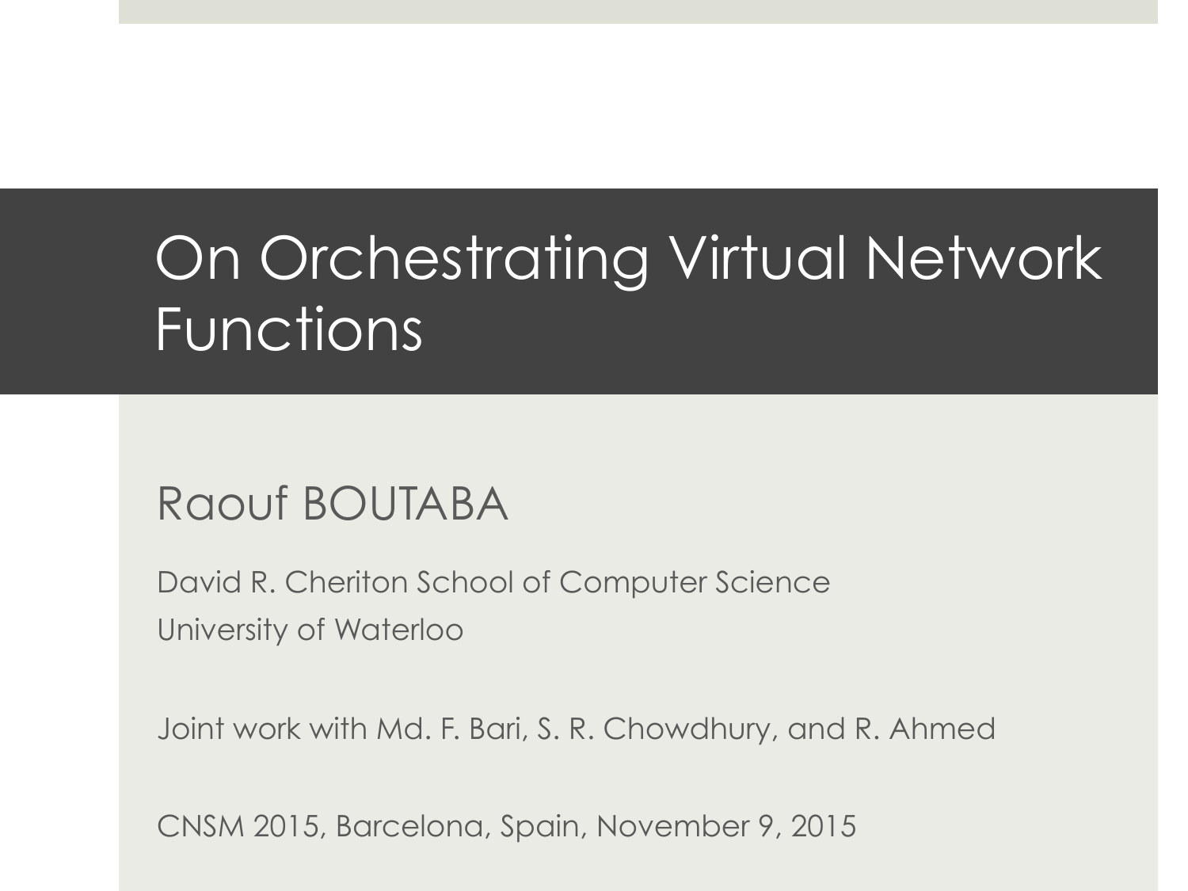# On Orchestrating Virtual Network Functions

Raouf BOUTABA

David R. Cheriton School of Computer Science
University of Waterloo

Joint work with Md. F. Bari, S. R. Chowdhury, and R. Ahmed

CNSM 2015, Barcelona, Spain, November 9, 2015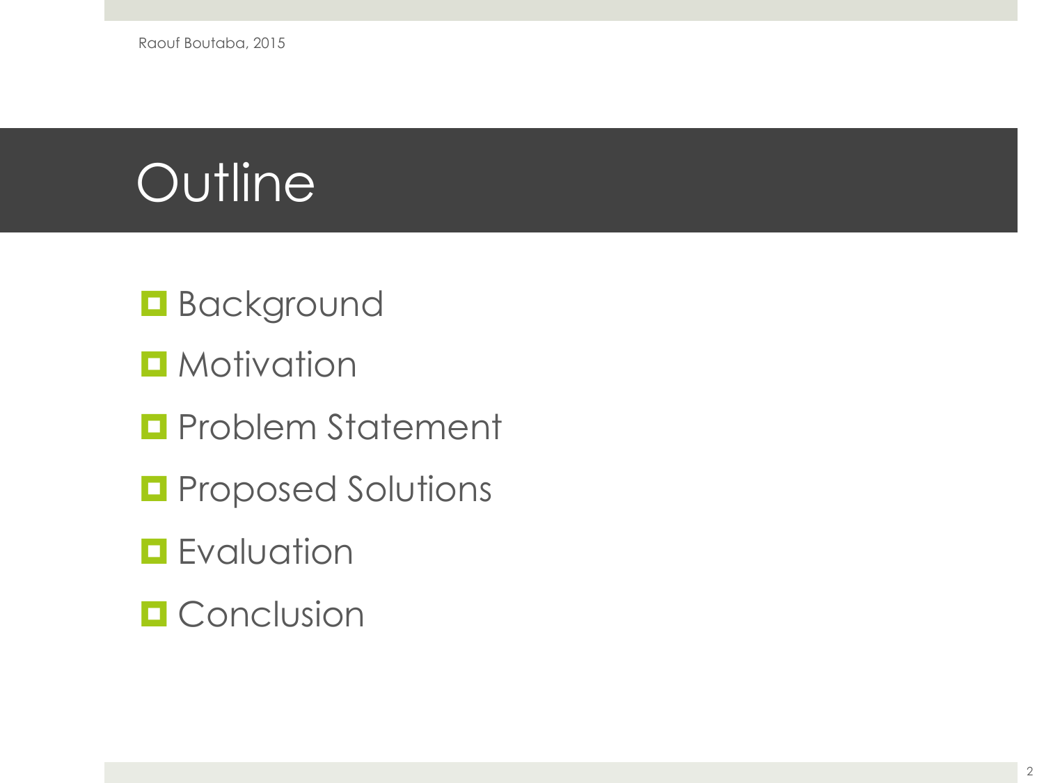# Outline

- Background
- Motivation
- Problem Statement
- Proposed Solutions
- Evaluation
- Conclusion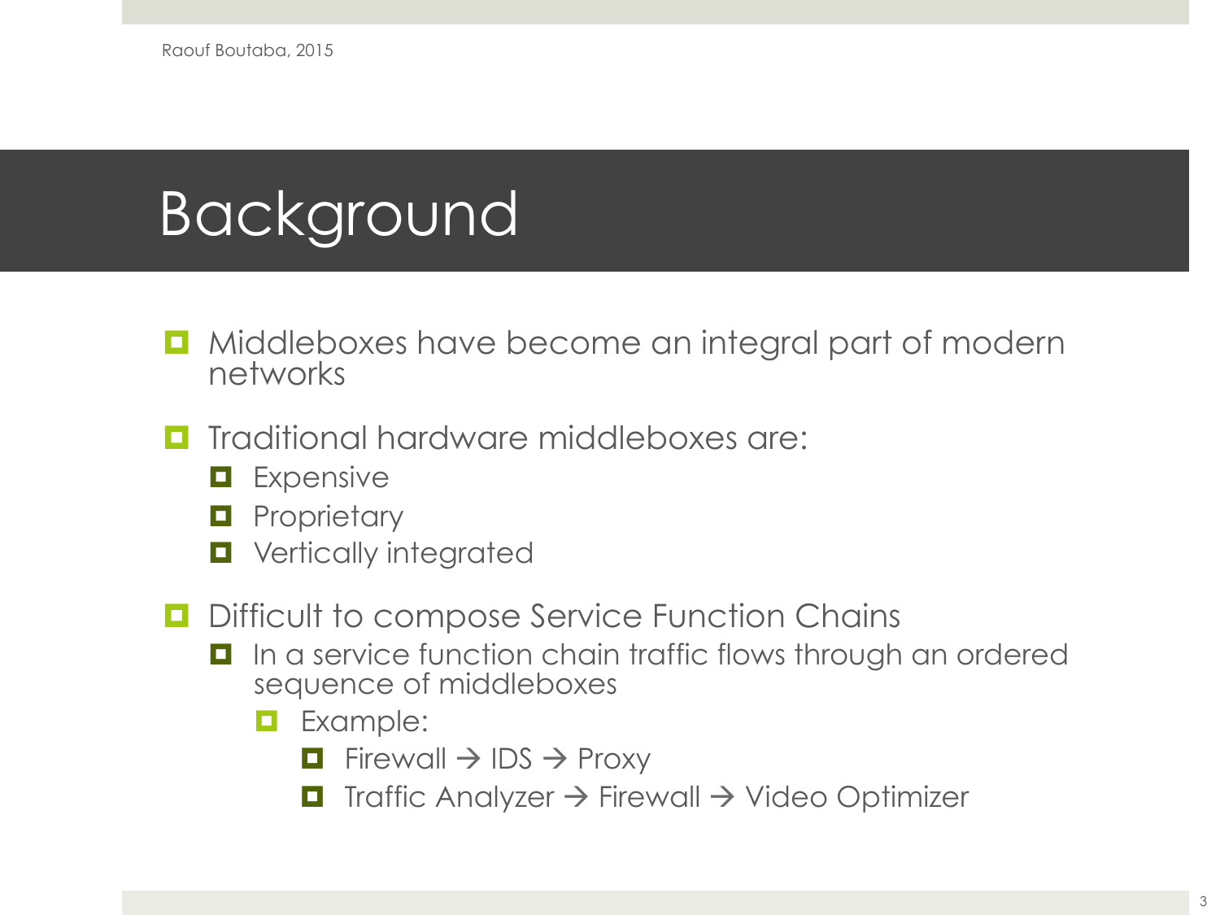# Background

- Middleboxes have become an integral part of modern networks
- Traditional hardware middleboxes are:
  - Expensive
  - Proprietary
  - Vertically integrated
- Difficult to compose Service Function Chains
  - In a service function chain traffic flows through an ordered sequence of middleboxes
    - Example:
      - Firewall → IDS → Proxy
      - Traffic Analyzer → Firewall → Video Optimizer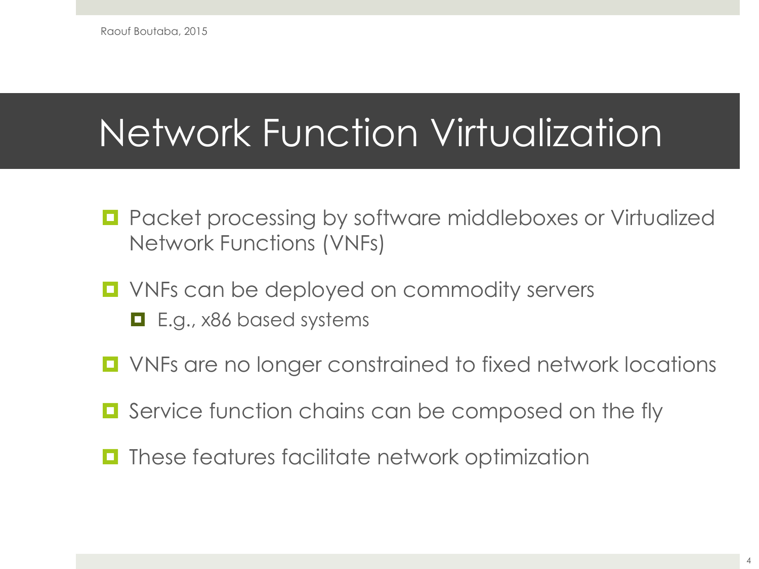# Network Function Virtualization

- Packet processing by software middleboxes or Virtualized Network Functions (VNFs)
- VNFs can be deployed on commodity servers
  - E.g., x86 based systems
- VNFs are no longer constrained to fixed network locations
- Service function chains can be composed on the fly
- These features facilitate network optimization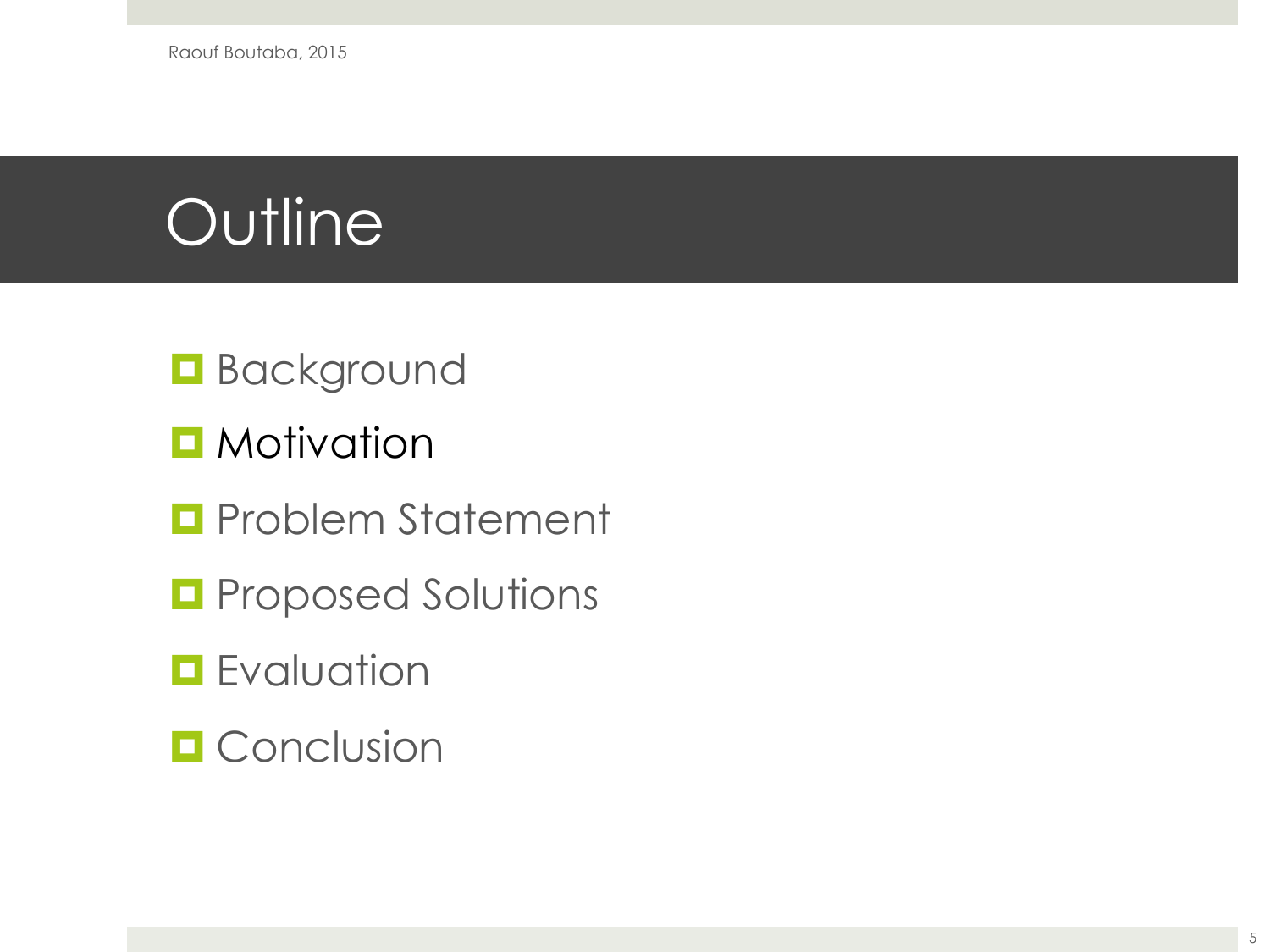# Outline

- Background
- Motivation
- Problem Statement
- Proposed Solutions
- Evaluation
- Conclusion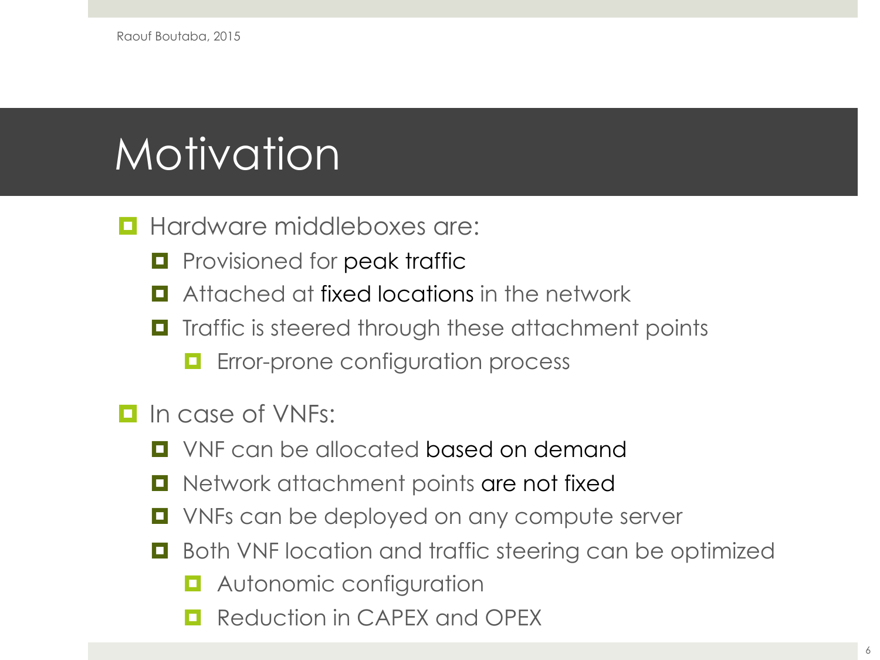# Motivation

- Hardware middleboxes are:
  - Provisioned for peak traffic
  - Attached at fixed locations in the network
  - Traffic is steered through these attachment points
    - Error-prone configuration process
- In case of VNFs:
  - VNF can be allocated based on demand
  - Network attachment points are not fixed
  - VNFs can be deployed on any compute server
  - Both VNF location and traffic steering can be optimized
    - Autonomic configuration
    - Reduction in CAPEX and OPEX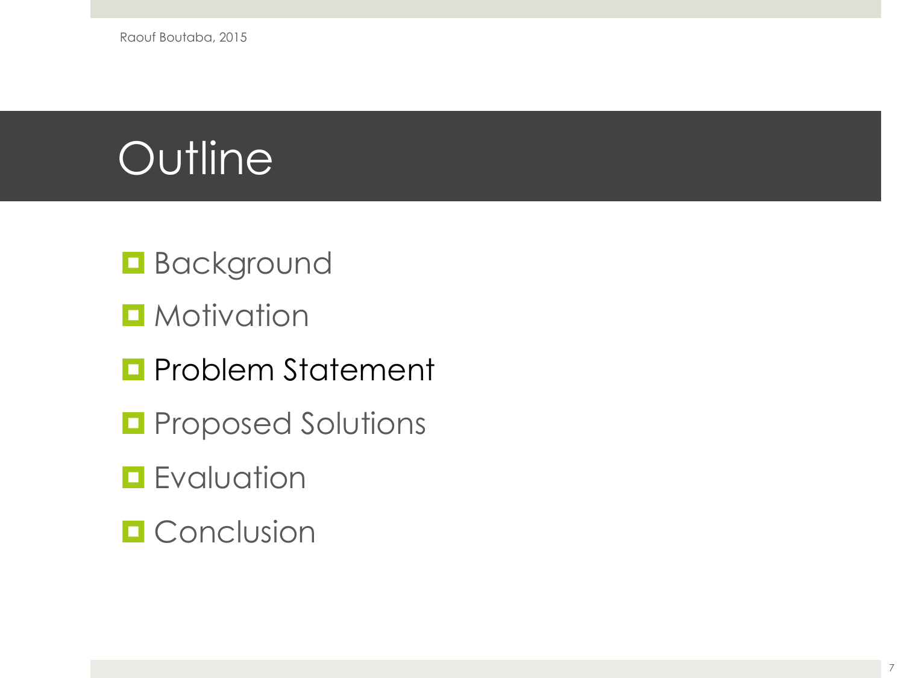# Outline

- Background
- Motivation
- Problem Statement
- Proposed Solutions
- Evaluation
- Conclusion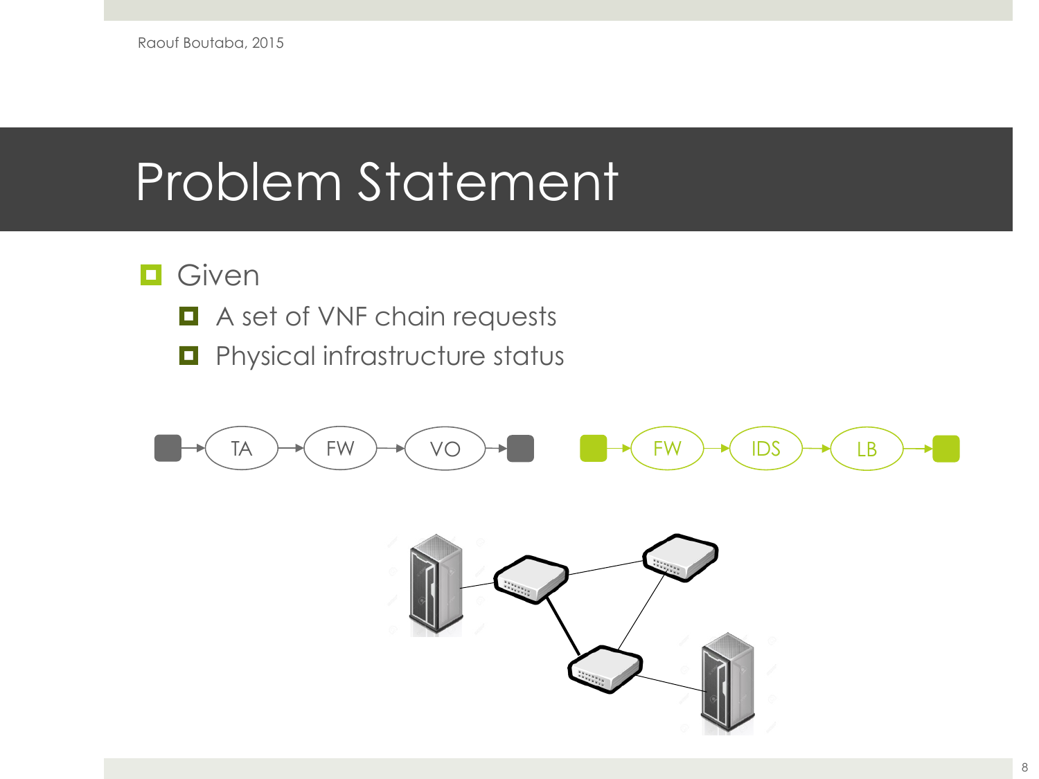# Problem Statement

- Given
  - A set of VNF chain requests
  - Physical infrastructure status

TA → FW → VO

FW → IDS → LB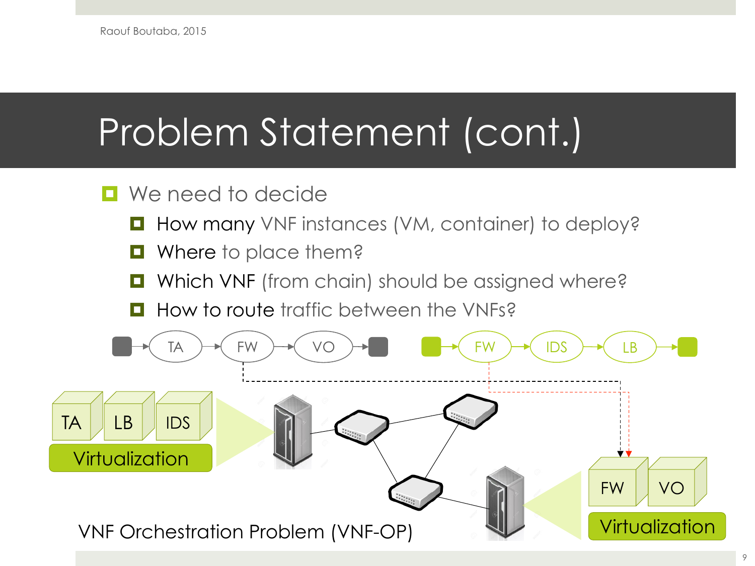# Problem Statement (cont.)

- We need to decide
  - How many VNF instances (VM, container) to deploy?
  - Where to place them?
  - Which VNF (from chain) should be assigned where?
  - How to route traffic between the VNFs?

TA → FW → VO

FW → IDS → LB

TA LB IDS
Virtualization

FW VO
Virtualization

VNF Orchestration Problem (VNF-OP)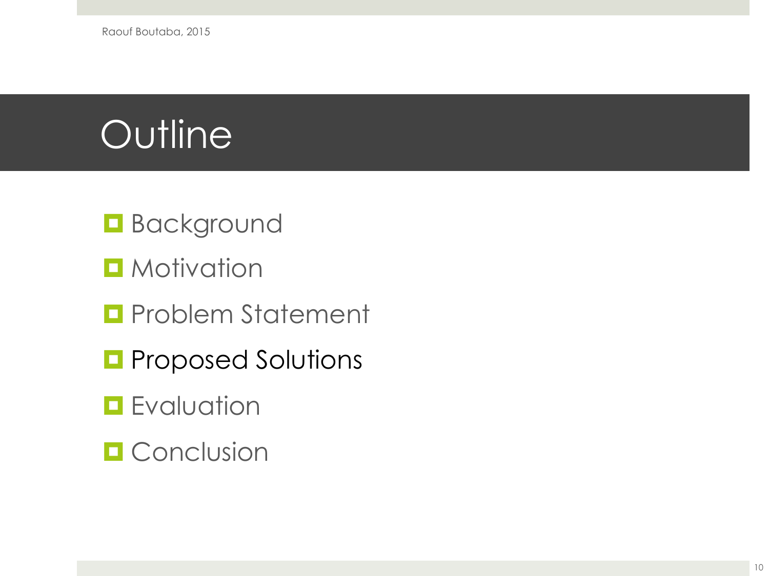# Outline

- Background
- Motivation
- Problem Statement
- Proposed Solutions
- Evaluation
- Conclusion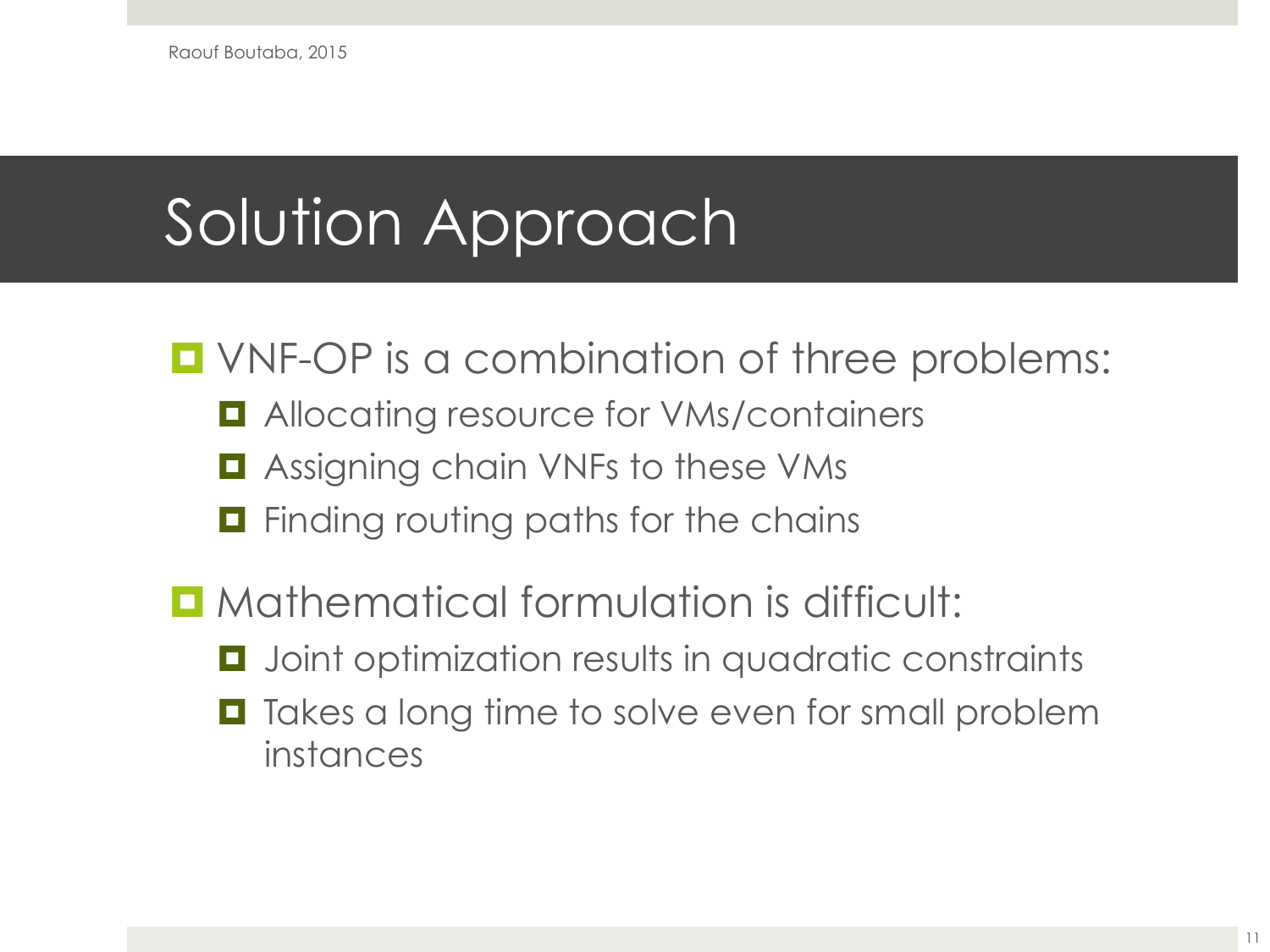# Solution Approach

- VNF-OP is a combination of three problems:
  - Allocating resource for VMs/containers
  - Assigning chain VNFs to these VMs
  - Finding routing paths for the chains
- Mathematical formulation is difficult:
  - Joint optimization results in quadratic constraints
  - Takes a long time to solve even for small problem instances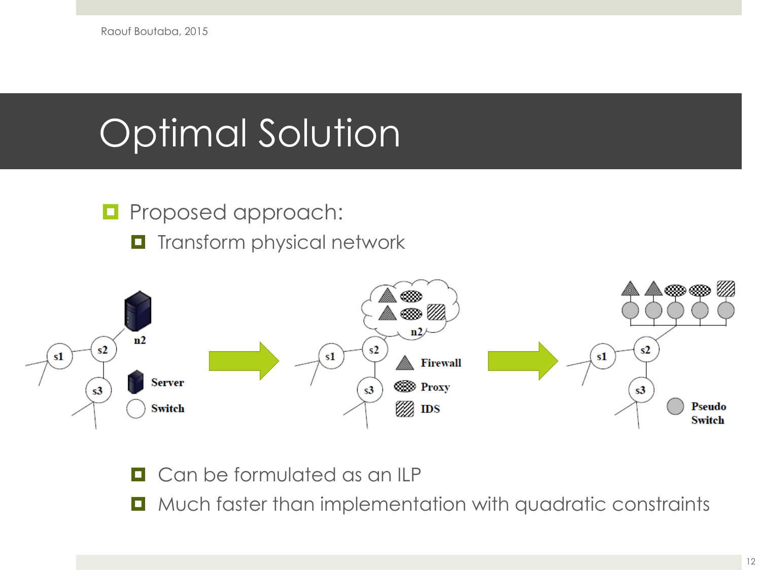# Optimal Solution

- Proposed approach:
  - Transform physical network
  - Can be formulated as an ILP
  - Much faster than implementation with quadratic constraints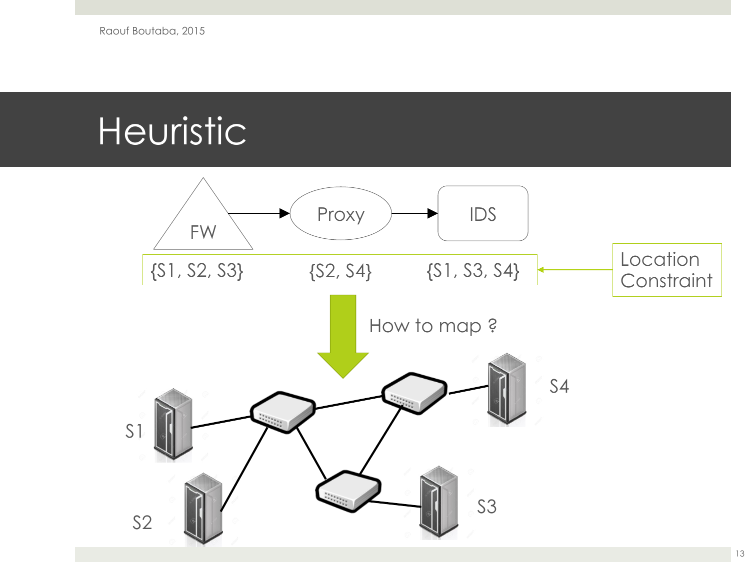# Heuristic

FW → Proxy → IDS

{S1, S2, S3}  {S2, S4}  {S1, S3, S4}

Location Constraint

How to map ?

S1

S2

S3

S4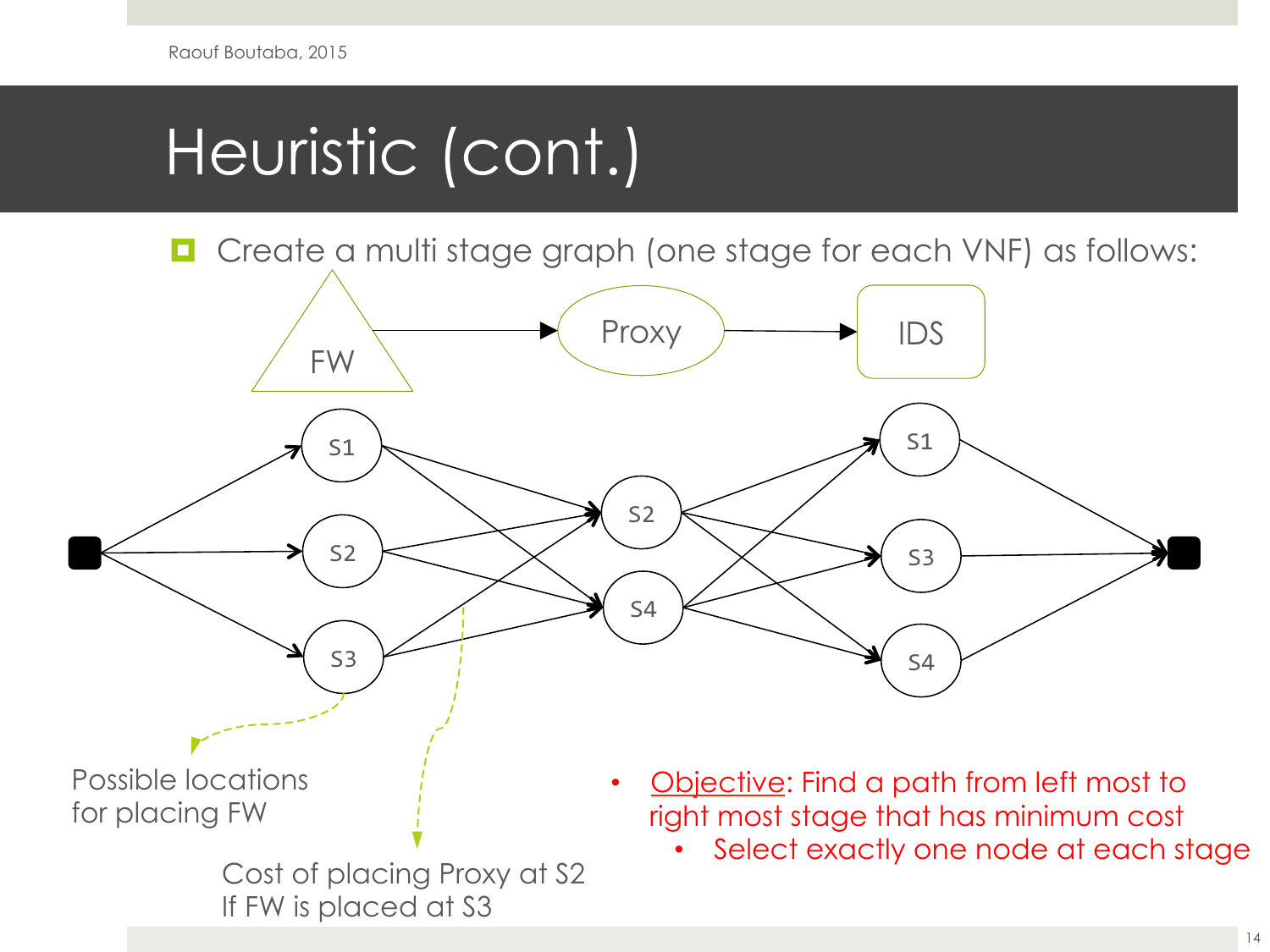# Heuristic (cont.)

- Create a multi stage graph (one stage for each VNF) as follows:

FW → Proxy → IDS

Possible locations for placing FW

Cost of placing Proxy at S2 If FW is placed at S3

- Objective: Find a path from left most to right most stage that has minimum cost
  - Select exactly one node at each stage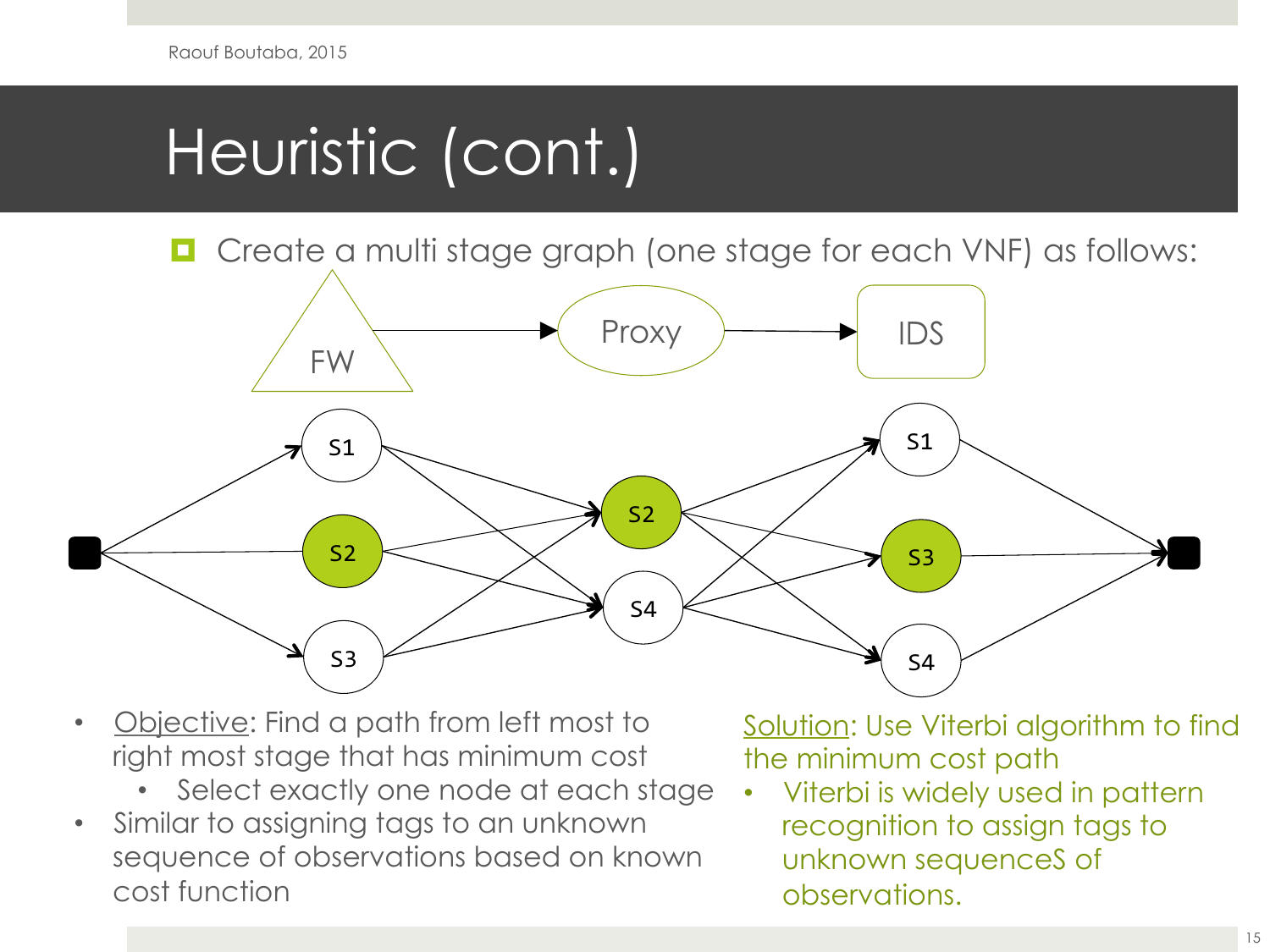# Heuristic (cont.)

- Create a multi stage graph (one stage for each VNF) as follows:

FW → Proxy → IDS

- Objective: Find a path from left most to right most stage that has minimum cost
  - Select exactly one node at each stage
- Similar to assigning tags to an unknown sequence of observations based on known cost function

Solution: Use Viterbi algorithm to find the minimum cost path

- Viterbi is widely used in pattern recognition to assign tags to unknown sequenceS of observations.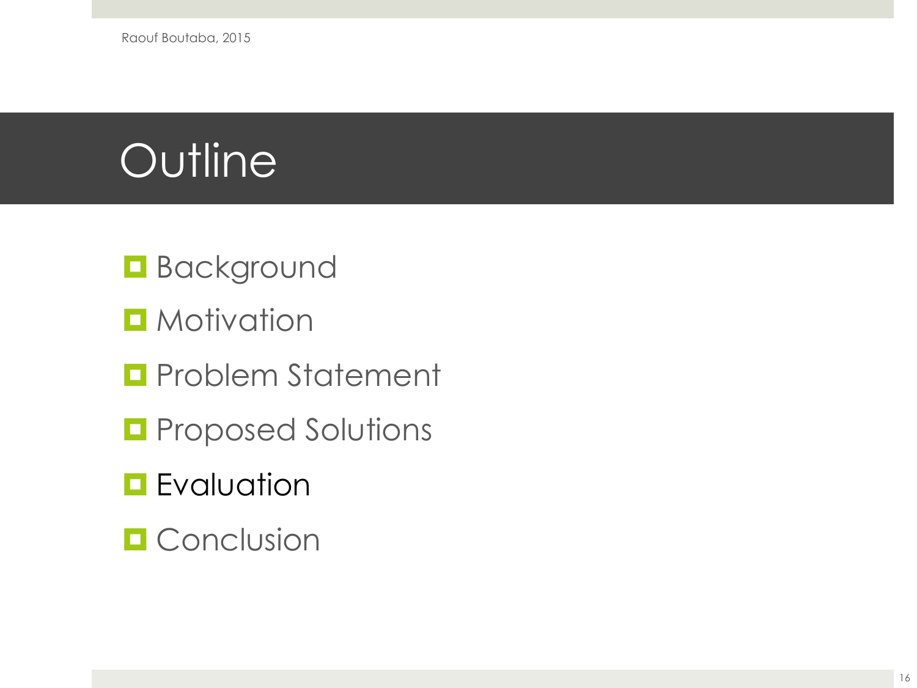# Outline

- Background
- Motivation
- Problem Statement
- Proposed Solutions
- Evaluation
- Conclusion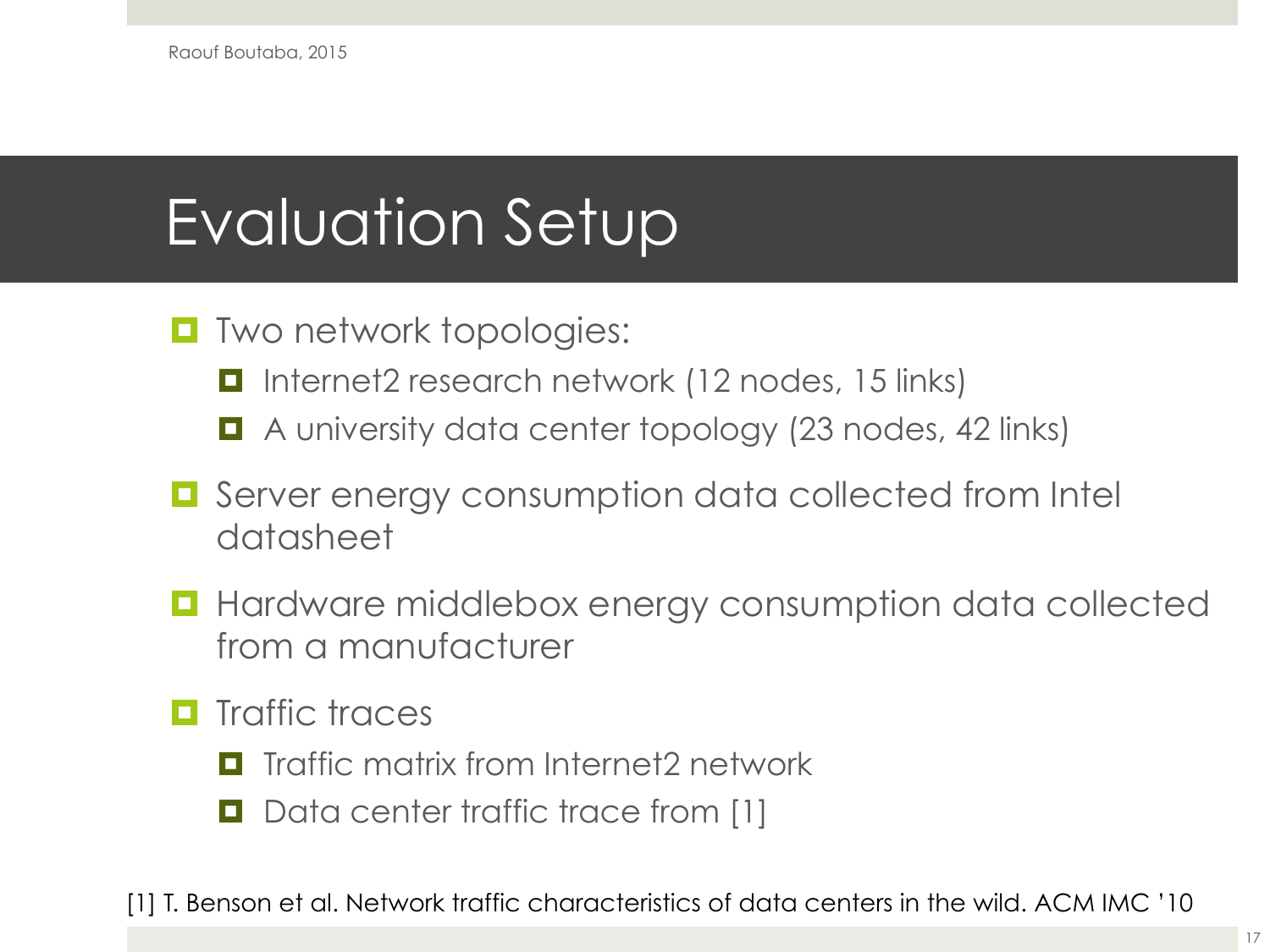# Evaluation Setup

- Two network topologies:
  - Internet2 research network (12 nodes, 15 links)
  - A university data center topology (23 nodes, 42 links)
- Server energy consumption data collected from Intel datasheet
- Hardware middlebox energy consumption data collected from a manufacturer
- Traffic traces
  - Traffic matrix from Internet2 network
  - Data center traffic trace from [1]

[1] T. Benson et al. Network traffic characteristics of data centers in the wild. ACM IMC '10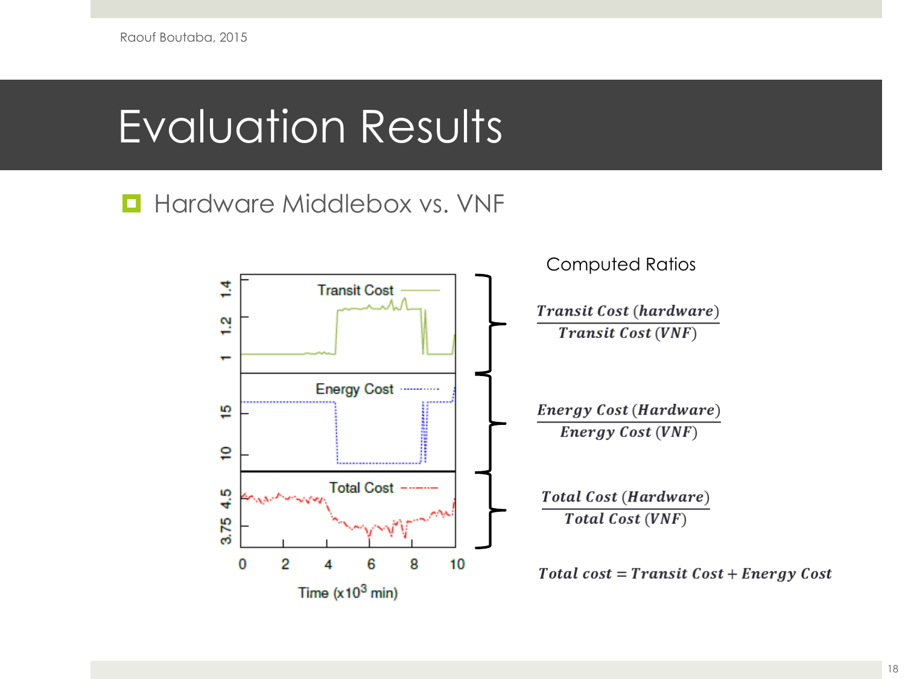# Evaluation Results

- Hardware Middlebox vs. VNF

Computed Ratios

$$\frac{Transit\ Cost\ (hardware)}{Transit\ Cost\ (VNF)}$$

$$\frac{Energy\ Cost\ (Hardware)}{Energy\ Cost\ (VNF)}$$

$$\frac{Total\ Cost\ (Hardware)}{Total\ Cost\ (VNF)}$$

$$Total\ cost = Transit\ Cost + Energy\ Cost$$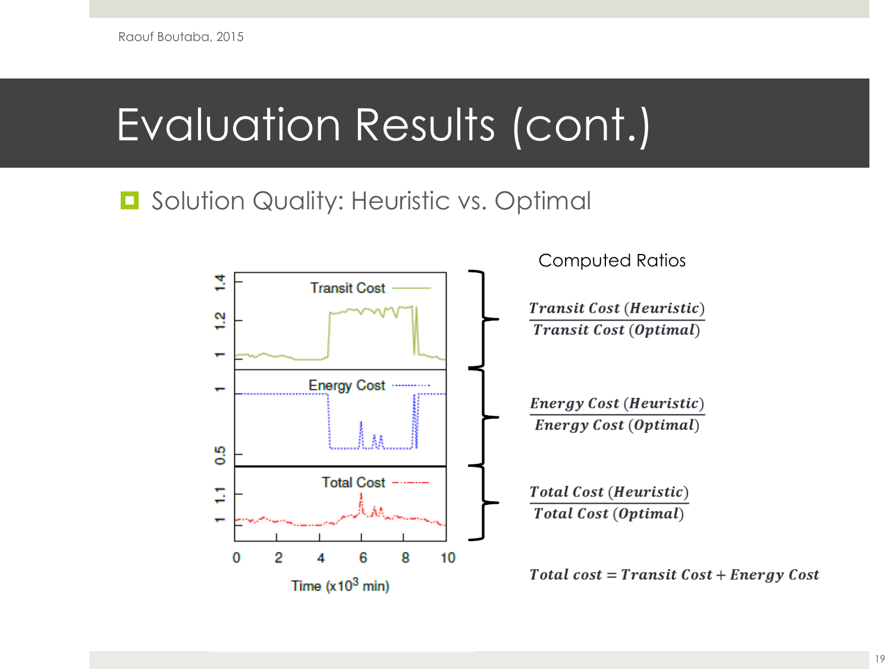# Evaluation Results (cont.)

- Solution Quality: Heuristic vs. Optimal

Transit Cost

Energy Cost

Total Cost

Time (x10³ min)

Computed Ratios

$$\frac{\textit{Transit Cost (Heuristic)}}{\textit{Transit Cost (Optimal)}}$$

$$\frac{\textit{Energy Cost (Heuristic)}}{\textit{Energy Cost (Optimal)}}$$

$$\frac{\textit{Total Cost (Heuristic)}}{\textit{Total Cost (Optimal)}}$$

$$\textit{Total cost} = \textit{Transit Cost} + \textit{Energy Cost}$$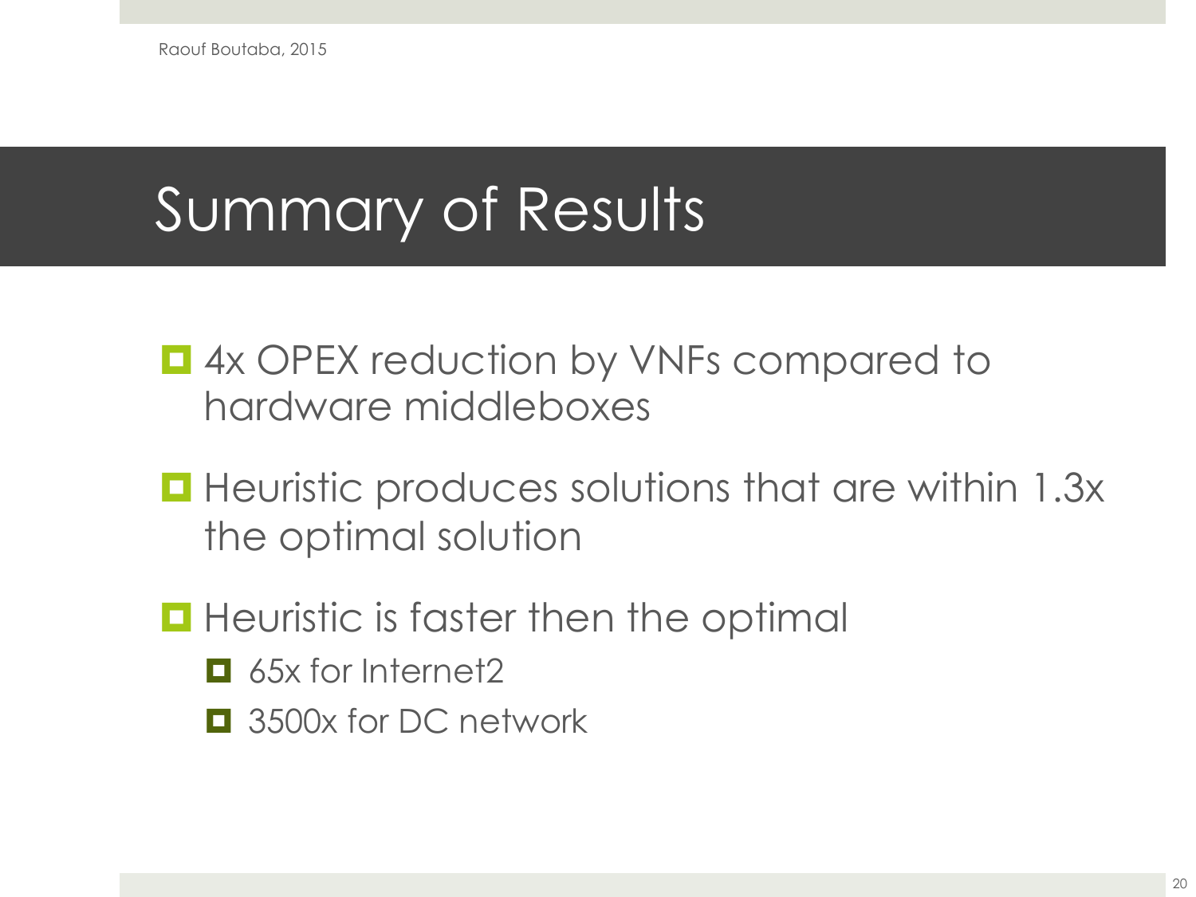# Summary of Results

- 4x OPEX reduction by VNFs compared to hardware middleboxes
- Heuristic produces solutions that are within 1.3x the optimal solution
- Heuristic is faster then the optimal
  - 65x for Internet2
  - 3500x for DC network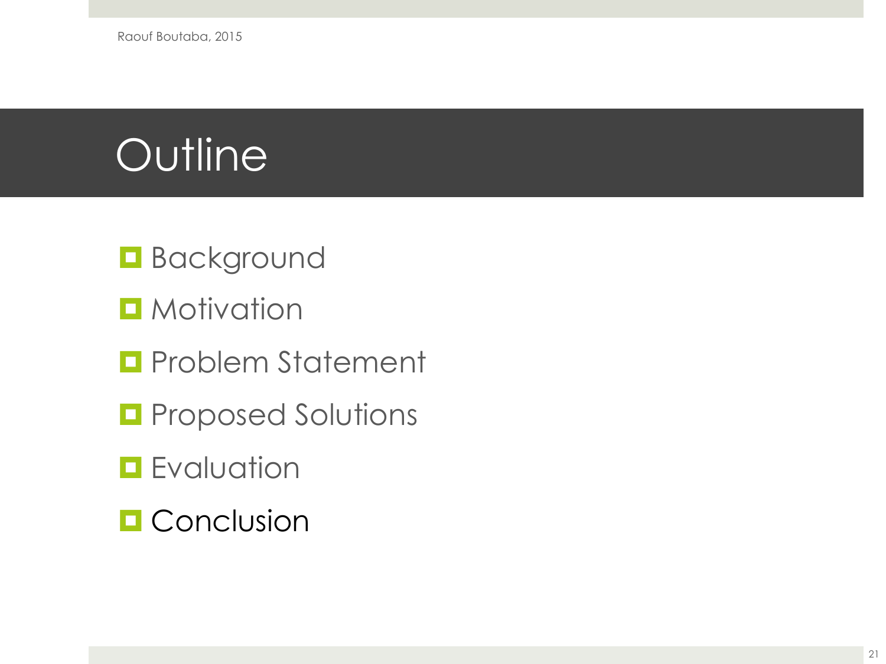# Outline

- Background
- Motivation
- Problem Statement
- Proposed Solutions
- Evaluation
- Conclusion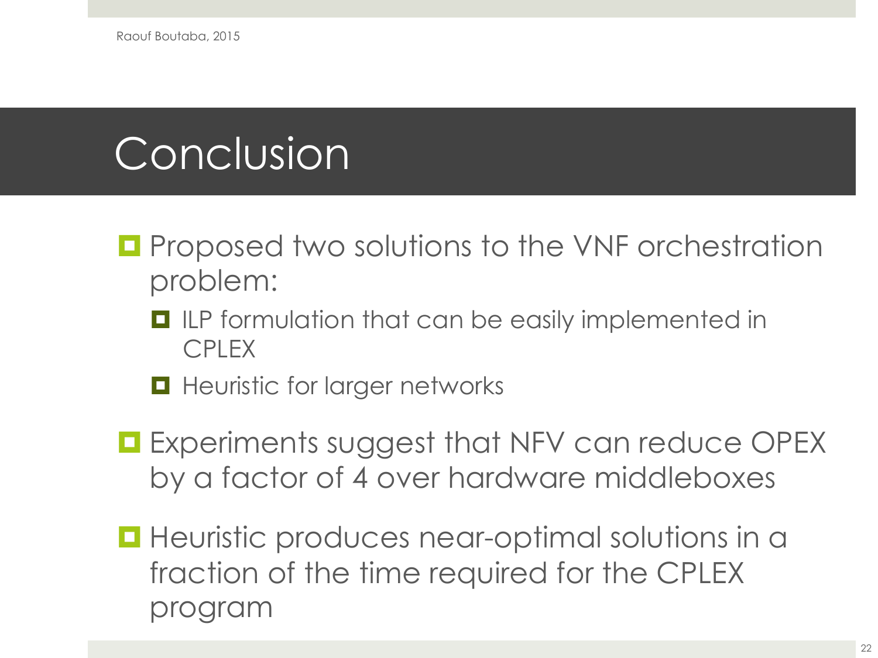# Conclusion

- Proposed two solutions to the VNF orchestration problem:
  - ILP formulation that can be easily implemented in CPLEX
  - Heuristic for larger networks
- Experiments suggest that NFV can reduce OPEX by a factor of 4 over hardware middleboxes
- Heuristic produces near-optimal solutions in a fraction of the time required for the CPLEX program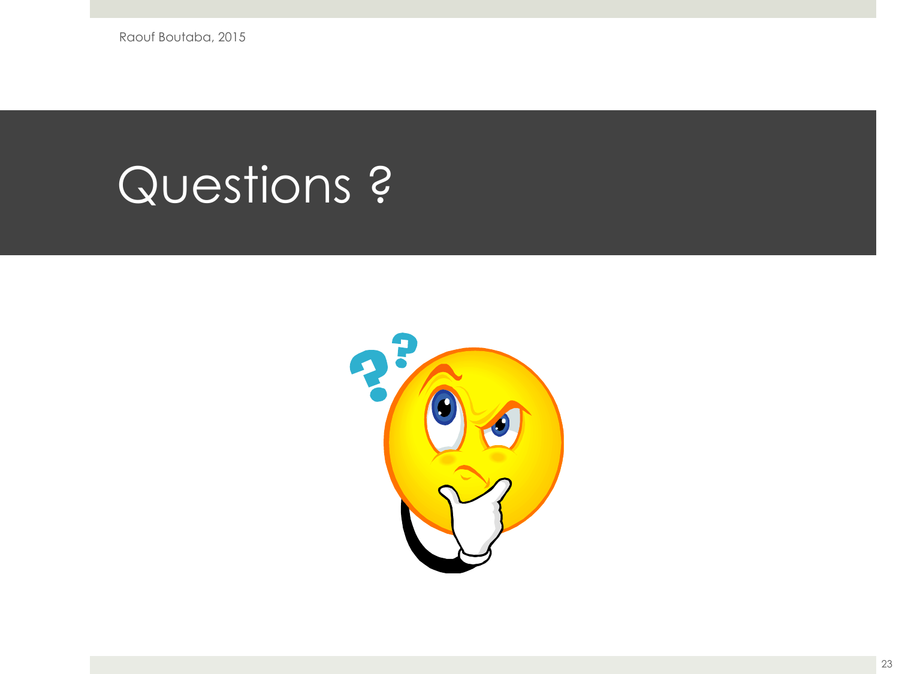# Questions ?